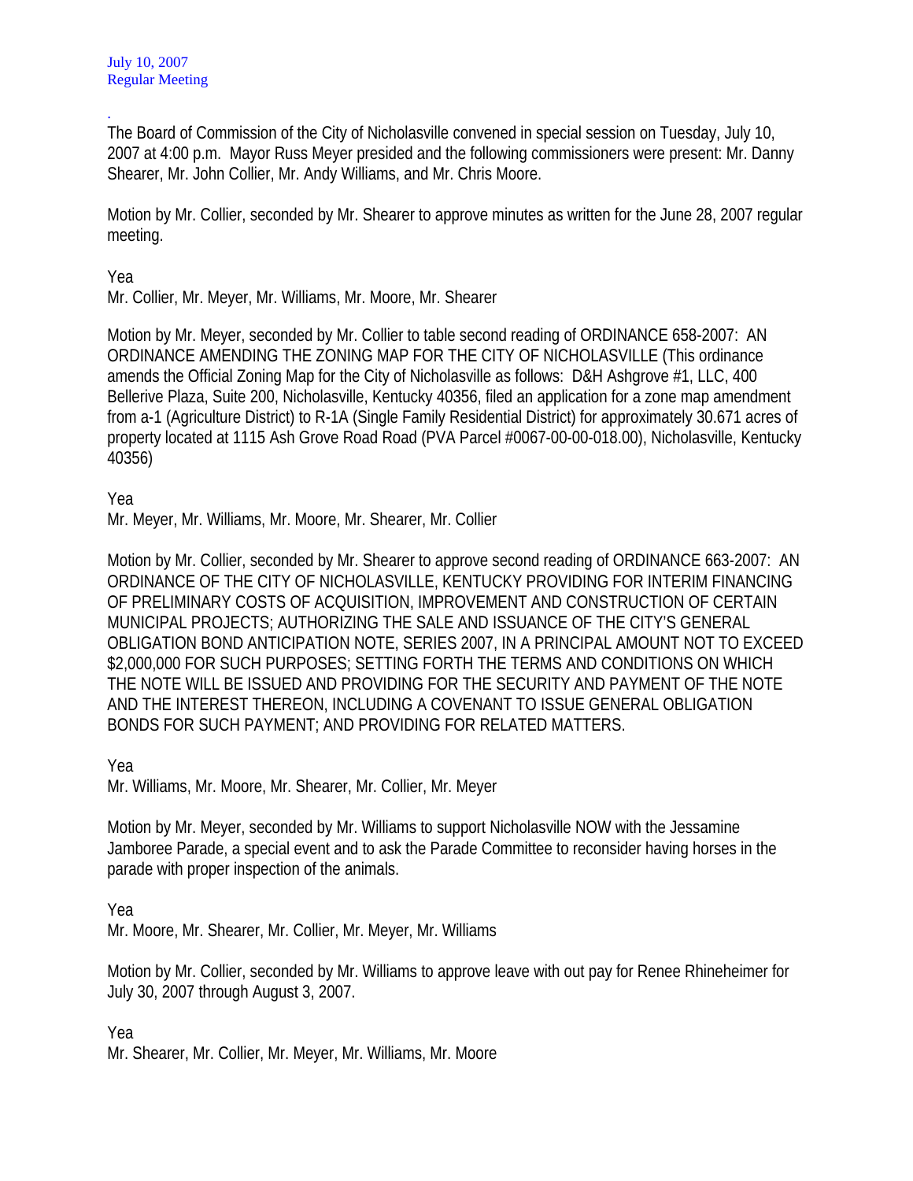July 10, 2007
Regular Meeting

.
The Board of Commission of the City of Nicholasville convened in special session on Tuesday, July 10, 2007 at 4:00 p.m. Mayor Russ Meyer presided and the following commissioners were present: Mr. Danny Shearer, Mr. John Collier, Mr. Andy Williams, and Mr. Chris Moore.

Motion by Mr. Collier, seconded by Mr. Shearer to approve minutes as written for the June 28, 2007 regular meeting.

Yea
Mr. Collier, Mr. Meyer, Mr. Williams, Mr. Moore, Mr. Shearer

Motion by Mr. Meyer, seconded by Mr. Collier to table second reading of ORDINANCE 658-2007: AN ORDINANCE AMENDING THE ZONING MAP FOR THE CITY OF NICHOLASVILLE (This ordinance amends the Official Zoning Map for the City of Nicholasville as follows: D&H Ashgrove #1, LLC, 400 Bellerive Plaza, Suite 200, Nicholasville, Kentucky 40356, filed an application for a zone map amendment from a-1 (Agriculture District) to R-1A (Single Family Residential District) for approximately 30.671 acres of property located at 1115 Ash Grove Road Road (PVA Parcel #0067-00-00-018.00), Nicholasville, Kentucky 40356)

Yea
Mr. Meyer, Mr. Williams, Mr. Moore, Mr. Shearer, Mr. Collier

Motion by Mr. Collier, seconded by Mr. Shearer to approve second reading of ORDINANCE 663-2007: AN ORDINANCE OF THE CITY OF NICHOLASVILLE, KENTUCKY PROVIDING FOR INTERIM FINANCING OF PRELIMINARY COSTS OF ACQUISITION, IMPROVEMENT AND CONSTRUCTION OF CERTAIN MUNICIPAL PROJECTS; AUTHORIZING THE SALE AND ISSUANCE OF THE CITY'S GENERAL OBLIGATION BOND ANTICIPATION NOTE, SERIES 2007, IN A PRINCIPAL AMOUNT NOT TO EXCEED $2,000,000 FOR SUCH PURPOSES; SETTING FORTH THE TERMS AND CONDITIONS ON WHICH THE NOTE WILL BE ISSUED AND PROVIDING FOR THE SECURITY AND PAYMENT OF THE NOTE AND THE INTEREST THEREON, INCLUDING A COVENANT TO ISSUE GENERAL OBLIGATION BONDS FOR SUCH PAYMENT; AND PROVIDING FOR RELATED MATTERS.

Yea
Mr. Williams, Mr. Moore, Mr. Shearer, Mr. Collier, Mr. Meyer

Motion by Mr. Meyer, seconded by Mr. Williams to support Nicholasville NOW with the Jessamine Jamboree Parade, a special event and to ask the Parade Committee to reconsider having horses in the parade with proper inspection of the animals.

Yea
Mr. Moore, Mr. Shearer, Mr. Collier, Mr. Meyer, Mr. Williams

Motion by Mr. Collier, seconded by Mr. Williams to approve leave with out pay for Renee Rhineheimer for July 30, 2007 through August 3, 2007.

Yea
Mr. Shearer, Mr. Collier, Mr. Meyer, Mr. Williams, Mr. Moore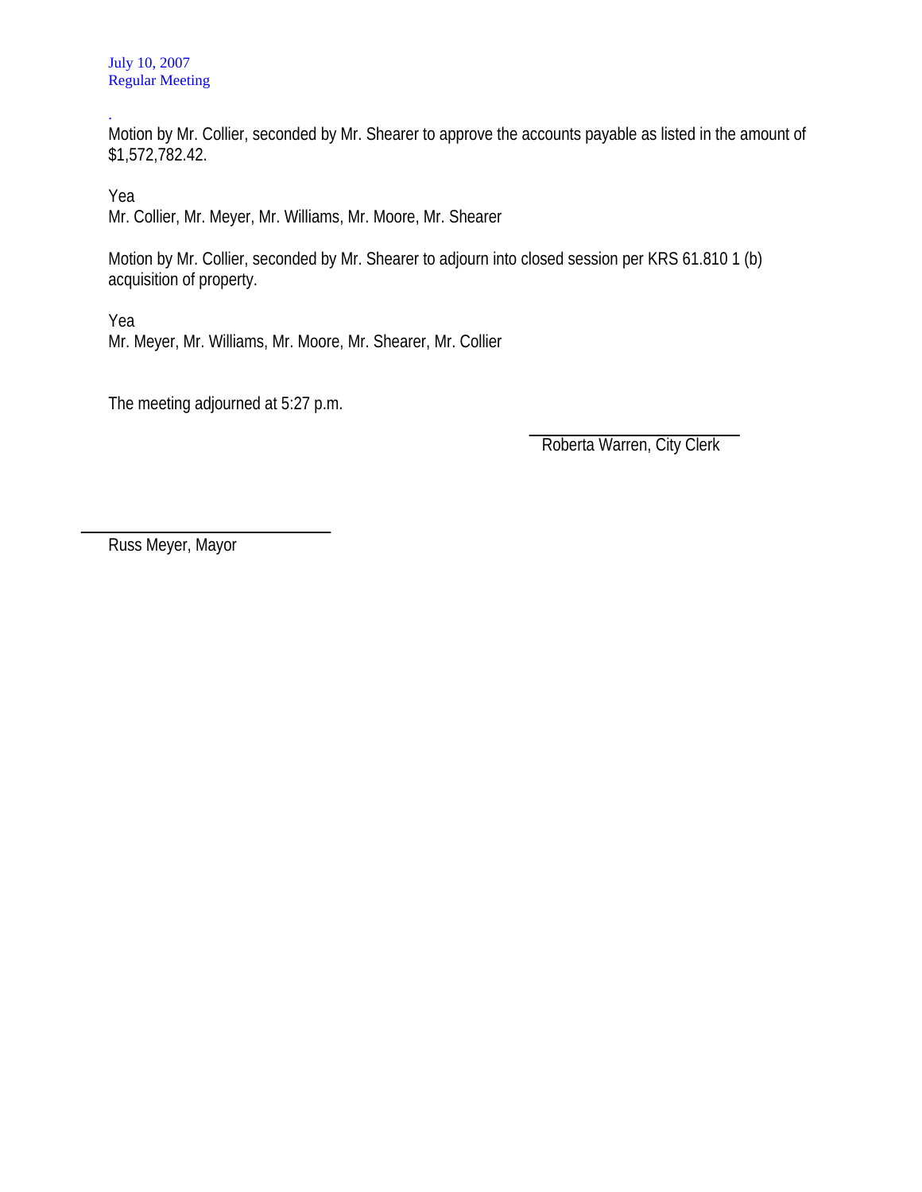Motion by Mr. Collier, seconded by Mr. Shearer to approve the accounts payable as listed in the amount of $1,572,782.42.

Yea
Mr. Collier, Mr. Meyer, Mr. Williams, Mr. Moore, Mr. Shearer

Motion by Mr. Collier, seconded by Mr. Shearer to adjourn into closed session per KRS 61.810 1 (b) acquisition of property.

Yea
Mr. Meyer, Mr. Williams, Mr. Moore, Mr. Shearer, Mr. Collier

The meeting adjourned at 5:27 p.m.

Roberta Warren, City Clerk

Russ Meyer, Mayor